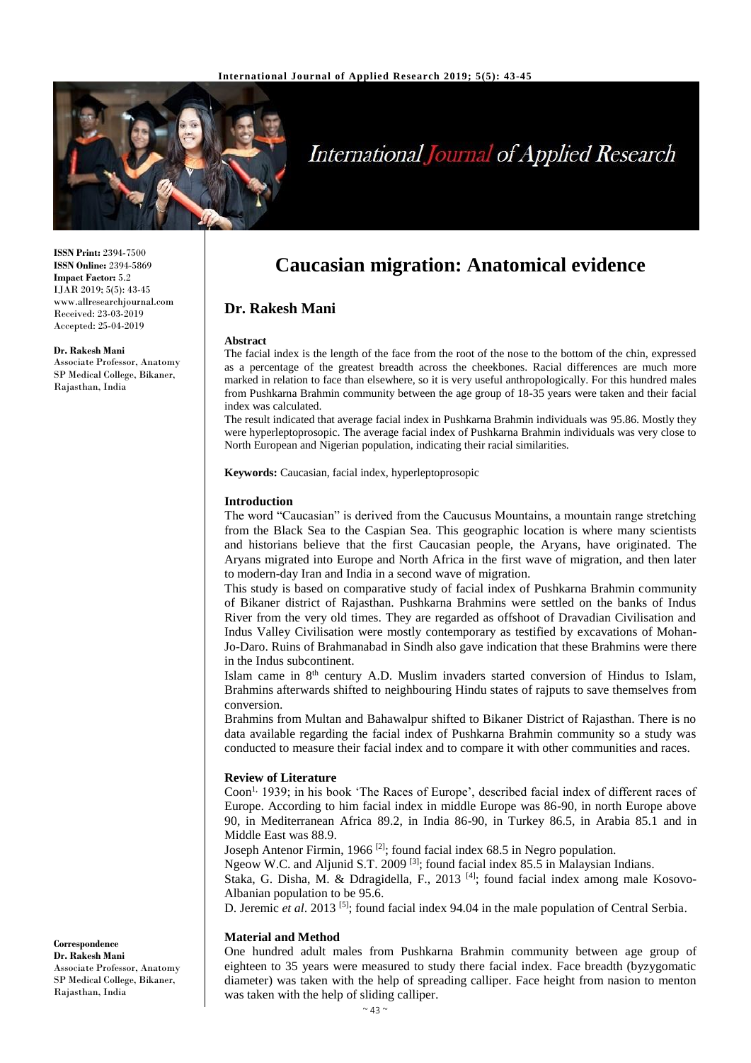**ISSN Print:** 2394-7500
**ISSN Online:** 2394-5869
**Impact Factor:** 5.2
IJAR 2019; 5(5): 43-45
www.allresearchjournal.com
Received: 23-03-2019
Accepted: 25-04-2019

**Dr. Rakesh Mani**
Associate Professor, Anatomy SP Medical College, Bikaner, Rajasthan, India

**Correspondence**
**Dr. Rakesh Mani**
Associate Professor, Anatomy SP Medical College, Bikaner, Rajasthan, India

# Caucasian migration: Anatomical evidence

## Dr. Rakesh Mani

### Abstract

The facial index is the length of the face from the root of the nose to the bottom of the chin, expressed as a percentage of the greatest breadth across the cheekbones. Racial differences are much more marked in relation to face than elsewhere, so it is very useful anthropologically. For this hundred males from Pushkarna Brahmin community between the age group of 18-35 years were taken and their facial index was calculated.

The result indicated that average facial index in Pushkarna Brahmin individuals was 95.86. Mostly they were hyperleptoprosopic. The average facial index of Pushkarna Brahmin individuals was very close to North European and Nigerian population, indicating their racial similarities.

**Keywords:** Caucasian, facial index, hyperleptoprosopic

### Introduction

The word "Caucasian" is derived from the Caucusus Mountains, a mountain range stretching from the Black Sea to the Caspian Sea. This geographic location is where many scientists and historians believe that the first Caucasian people, the Aryans, have originated. The Aryans migrated into Europe and North Africa in the first wave of migration, and then later to modern-day Iran and India in a second wave of migration.

This study is based on comparative study of facial index of Pushkarna Brahmin community of Bikaner district of Rajasthan. Pushkarna Brahmins were settled on the banks of Indus River from the very old times. They are regarded as offshoot of Dravadian Civilisation and Indus Valley Civilisation were mostly contemporary as testified by excavations of Mohan-Jo-Daro. Ruins of Brahmanabad in Sindh also gave indication that these Brahmins were there in the Indus subcontinent.

Islam came in 8$^{th}$ century A.D. Muslim invaders started conversion of Hindus to Islam, Brahmins afterwards shifted to neighbouring Hindu states of rajputs to save themselves from conversion.

Brahmins from Multan and Bahawalpur shifted to Bikaner District of Rajasthan. There is no data available regarding the facial index of Pushkarna Brahmin community so a study was conducted to measure their facial index and to compare it with other communities and races.

### Review of Literature

Coon[1], 1939; in his book 'The Races of Europe', described facial index of different races of Europe. According to him facial index in middle Europe was 86-90, in north Europe above 90, in Mediterranean Africa 89.2, in India 86-90, in Turkey 86.5, in Arabia 85.1 and in Middle East was 88.9.

Joseph Antenor Firmin, 1966 [2]; found facial index 68.5 in Negro population.

Ngeow W.C. and Aljunid S.T. 2009 [3]; found facial index 85.5 in Malaysian Indians.

Staka, G. Disha, M. & Ddragidella, F., 2013 [4]; found facial index among male Kosovo-Albanian population to be 95.6.

D. Jeremic *et al*. 2013 [5]; found facial index 94.04 in the male population of Central Serbia.

### Material and Method

One hundred adult males from Pushkarna Brahmin community between age group of eighteen to 35 years were measured to study there facial index. Face breadth (byzygomatic diameter) was taken with the help of spreading calliper. Face height from nasion to menton was taken with the help of sliding calliper.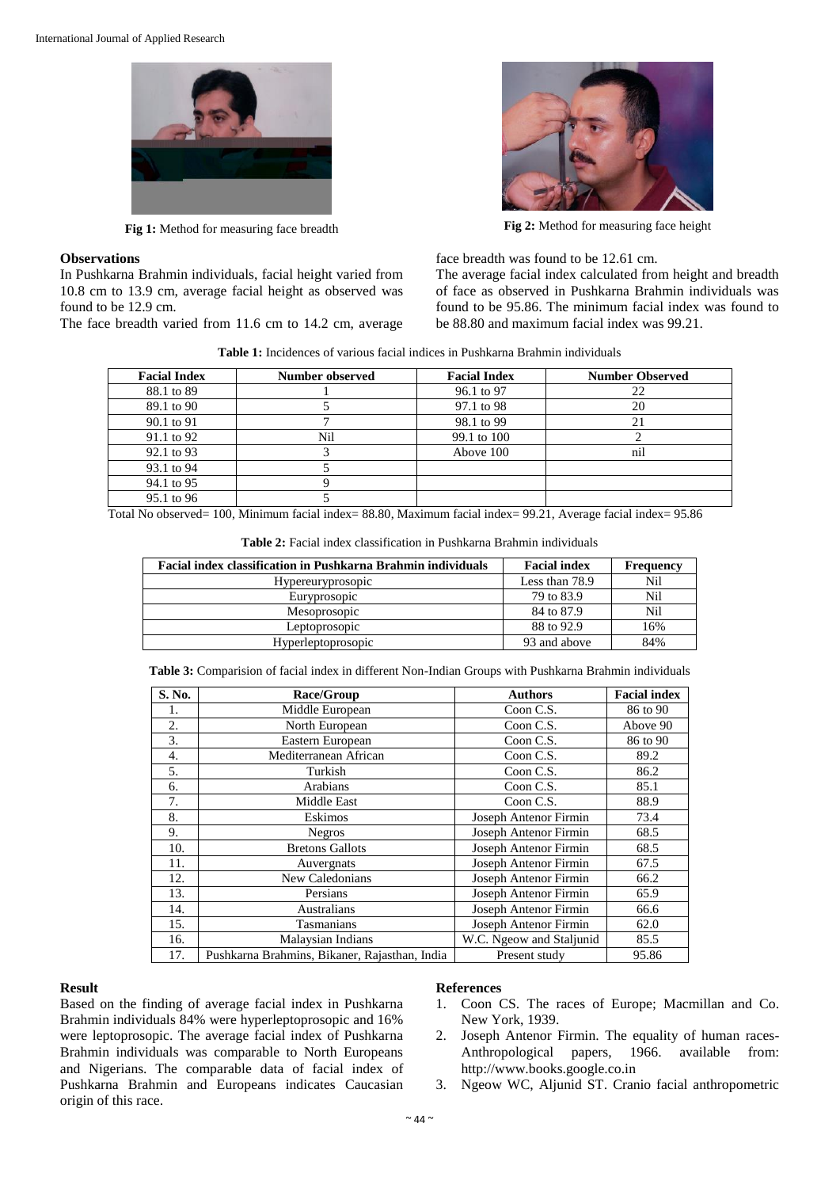Fig 1: Method for measuring face breadth

Fig 2: Method for measuring face height

**Observations**

In Pushkarna Brahmin individuals, facial height varied from 10.8 cm to 13.9 cm, average facial height as observed was found to be 12.9 cm.

The face breadth varied from 11.6 cm to 14.2 cm, average face breadth was found to be 12.61 cm.

The average facial index calculated from height and breadth of face as observed in Pushkarna Brahmin individuals was found to be 95.86. The minimum facial index was found to be 88.80 and maximum facial index was 99.21.

**Table 1:** Incidences of various facial indices in Pushkarna Brahmin individuals

| Facial Index | Number observed | Facial Index | Number Observed |
|---|---|---|---|
| 88.1 to 89 | 1 | 96.1 to 97 | 22 |
| 89.1 to 90 | 5 | 97.1 to 98 | 20 |
| 90.1 to 91 | 7 | 98.1 to 99 | 21 |
| 91.1 to 92 | Nil | 99.1 to 100 | 2 |
| 92.1 to 93 | 3 | Above 100 | nil |
| 93.1 to 94 | 5 | | |
| 94.1 to 95 | 9 | | |
| 95.1 to 96 | 5 | | |

Total No observed= 100, Minimum facial index= 88.80, Maximum facial index= 99.21, Average facial index= 95.86

**Table 2:** Facial index classification in Pushkarna Brahmin individuals

| Facial index classification in Pushkarna Brahmin individuals | Facial index | Frequency |
|---|---|---|
| Hypereuryprosopic | Less than 78.9 | Nil |
| Euryprosopic | 79 to 83.9 | Nil |
| Mesoprosopic | 84 to 87.9 | Nil |
| Leptoprosopic | 88 to 92.9 | 16% |
| Hyperleptoprosopic | 93 and above | 84% |

**Table 3:** Comparision of facial index in different Non-Indian Groups with Pushkarna Brahmin individuals

| S. No. | Race/Group | Authors | Facial index |
|---|---|---|---|
| 1. | Middle European | Coon C.S. | 86 to 90 |
| 2. | North European | Coon C.S. | Above 90 |
| 3. | Eastern European | Coon C.S. | 86 to 90 |
| 4. | Mediterranean African | Coon C.S. | 89.2 |
| 5. | Turkish | Coon C.S. | 86.2 |
| 6. | Arabians | Coon C.S. | 85.1 |
| 7. | Middle East | Coon C.S. | 88.9 |
| 8. | Eskimos | Joseph Antenor Firmin | 73.4 |
| 9. | Negros | Joseph Antenor Firmin | 68.5 |
| 10. | Bretons Gallots | Joseph Antenor Firmin | 68.5 |
| 11. | Auvergnats | Joseph Antenor Firmin | 67.5 |
| 12. | New Caledonians | Joseph Antenor Firmin | 66.2 |
| 13. | Persians | Joseph Antenor Firmin | 65.9 |
| 14. | Australians | Joseph Antenor Firmin | 66.6 |
| 15. | Tasmanians | Joseph Antenor Firmin | 62.0 |
| 16. | Malaysian Indians | W.C. Ngeow and Staljunid | 85.5 |
| 17. | Pushkarna Brahmins, Bikaner, Rajasthan, India | Present study | 95.86 |

**Result**

Based on the finding of average facial index in Pushkarna Brahmin individuals 84% were hyperleptoprosopic and 16% were leptoprosopic. The average facial index of Pushkarna Brahmin individuals was comparable to North Europeans and Nigerians. The comparable data of facial index of Pushkarna Brahmin and Europeans indicates Caucasian origin of this race.

**References**

1. Coon CS. The races of Europe; Macmillan and Co. New York, 1939.
2. Joseph Antenor Firmin. The equality of human races-Anthropological papers, 1966. available from: http://www.books.google.co.in
3. Ngeow WC, Aljunid ST. Cranio facial anthropometric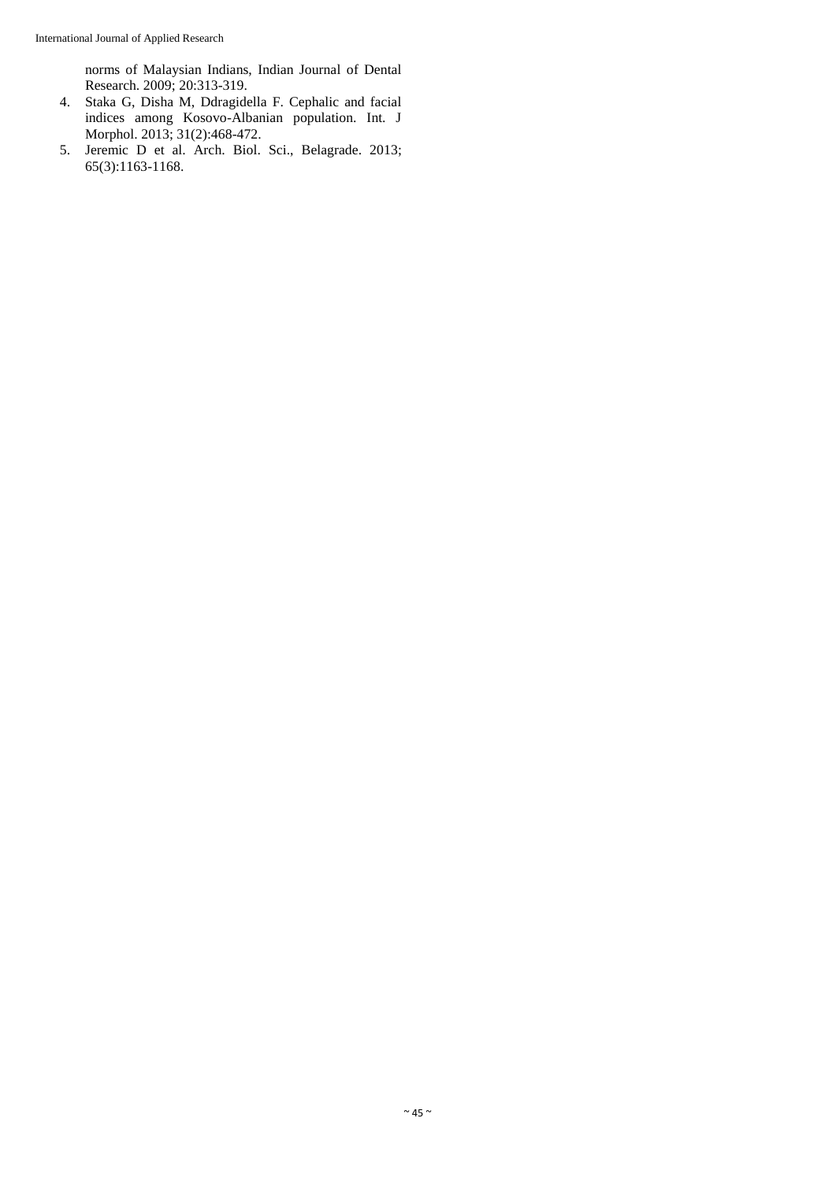norms of Malaysian Indians, Indian Journal of Dental Research. 2009; 20:313-319.

4. Staka G, Disha M, Ddragidella F. Cephalic and facial indices among Kosovo-Albanian population. Int. J Morphol. 2013; 31(2):468-472.
5. Jeremic D et al. Arch. Biol. Sci., Belagrade. 2013; 65(3):1163-1168.